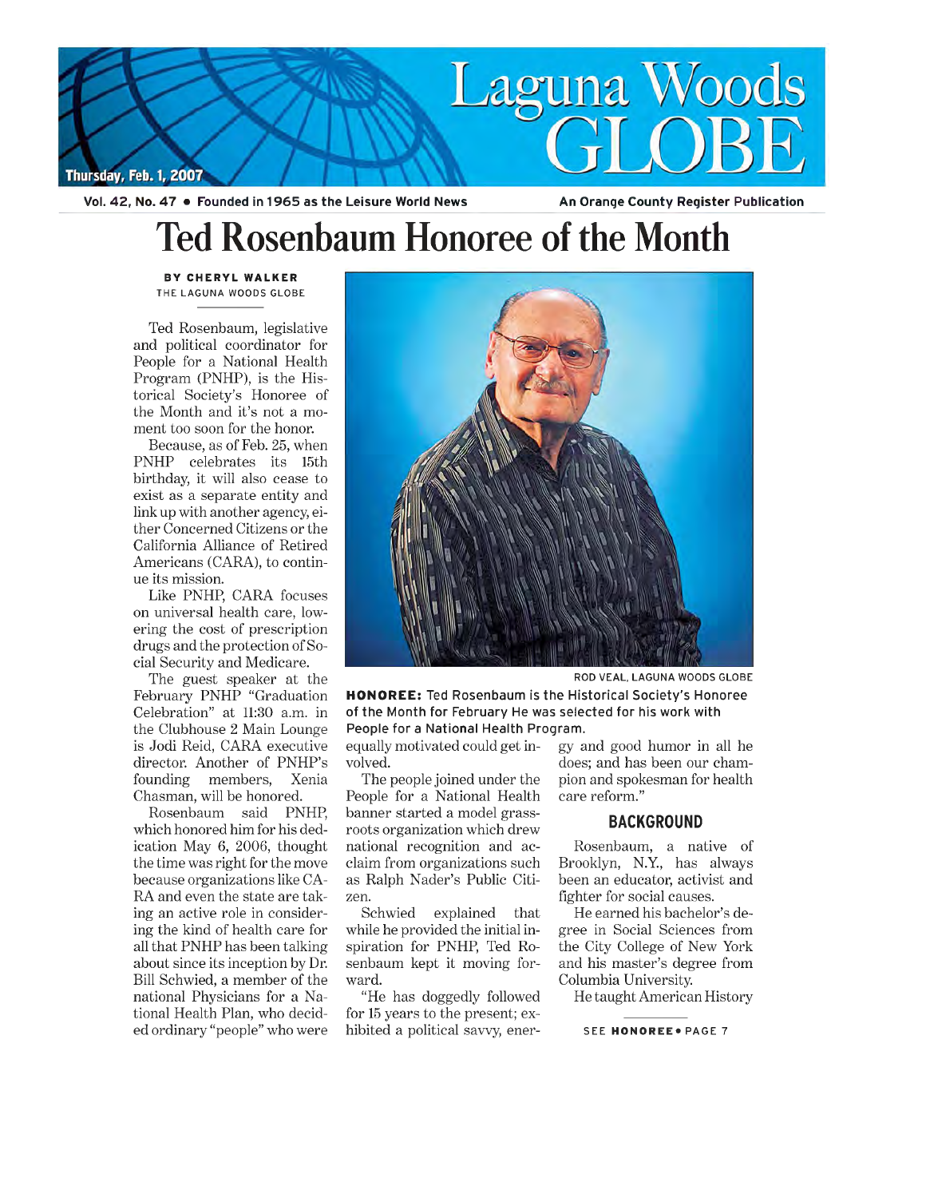# Laguna Woods GLOBE

Thursday, Feb. 1, 2007

Vol. 42, No. 47 • Founded in 1965 as the Leisure World News — An Orange County Register Publication

# Ted Rosenbaum Honoree of the Month

**BY CHERYL WALKER**
THE LAGUNA WOODS GLOBE

Ted Rosenbaum, legislative and political coordinator for People for a National Health Program (PNHP), is the Historical Society's Honoree of the Month and it's not a moment too soon for the honor.

Because, as of Feb. 25, when PNHP celebrates its 15th birthday, it will also cease to exist as a separate entity and link up with another agency, either Concerned Citizens or the California Alliance of Retired Americans (CARA), to continue its mission.

Like PNHP, CARA focuses on universal health care, lowering the cost of prescription drugs and the protection of Social Security and Medicare.

The guest speaker at the February PNHP "Graduation Celebration" at 11:30 a.m. in the Clubhouse 2 Main Lounge is Jodi Reid, CARA executive director. Another of PNHP's founding members, Xenia Chasman, will be honored.

Rosenbaum said PNHP, which honored him for his dedication May 6, 2006, thought the time was right for the move because organizations like CARA and even the state are taking an active role in considering the kind of health care for all that PNHP has been talking about since its inception by Dr. Bill Schwied, a member of the national Physicians for a National Health Plan, who decided ordinary "people" who were equally motivated could get involved.

ROD VEAL, LAGUNA WOODS GLOBE

**HONOREE:** Ted Rosenbaum is the Historical Society's Honoree of the Month for February He was selected for his work with People for a National Health Program.

The people joined under the People for a National Health banner started a model grassroots organization which drew national recognition and acclaim from organizations such as Ralph Nader's Public Citizen.

Schwied explained that while he provided the initial inspiration for PNHP, Ted Rosenbaum kept it moving forward.

"He has doggedly followed for 15 years to the present; exhibited a political savvy, energy and good humor in all he does; and has been our champion and spokesman for health care reform."

## BACKGROUND

Rosenbaum, a native of Brooklyn, N.Y., has always been an educator, activist and fighter for social causes.

He earned his bachelor's degree in Social Sciences from the City College of New York and his master's degree from Columbia University.

He taught American History

SEE **HONOREE** • PAGE 7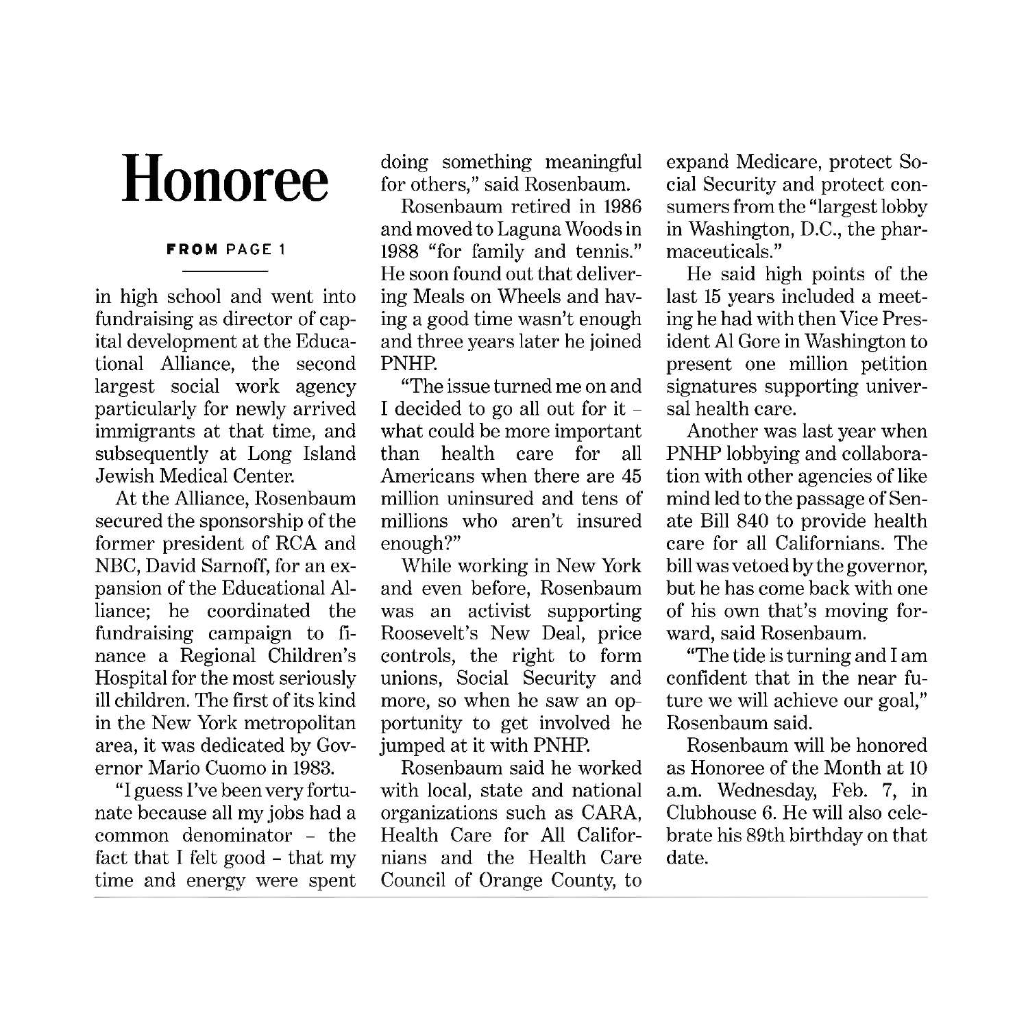# Honoree

**FROM** PAGE 1

in high school and went into fundraising as director of capital development at the Educational Alliance, the second largest social work agency particularly for newly arrived immigrants at that time, and subsequently at Long Island Jewish Medical Center.

At the Alliance, Rosenbaum secured the sponsorship of the former president of RCA and NBC, David Sarnoff, for an expansion of the Educational Alliance; he coordinated the fundraising campaign to finance a Regional Children's Hospital for the most seriously ill children. The first of its kind in the New York metropolitan area, it was dedicated by Governor Mario Cuomo in 1983.

"I guess I've been very fortunate because all my jobs had a common denominator – the fact that I felt good – that my time and energy were spent doing something meaningful for others," said Rosenbaum.

Rosenbaum retired in 1986 and moved to Laguna Woods in 1988 "for family and tennis." He soon found out that delivering Meals on Wheels and having a good time wasn't enough and three years later he joined PNHP.

"The issue turned me on and I decided to go all out for it – what could be more important than health care for all Americans when there are 45 million uninsured and tens of millions who aren't insured enough?"

While working in New York and even before, Rosenbaum was an activist supporting Roosevelt's New Deal, price controls, the right to form unions, Social Security and more, so when he saw an opportunity to get involved he jumped at it with PNHP.

Rosenbaum said he worked with local, state and national organizations such as CARA, Health Care for All Californians and the Health Care Council of Orange County, to expand Medicare, protect Social Security and protect consumers from the "largest lobby in Washington, D.C., the pharmaceuticals."

He said high points of the last 15 years included a meeting he had with then Vice President Al Gore in Washington to present one million petition signatures supporting universal health care.

Another was last year when PNHP lobbying and collaboration with other agencies of like mind led to the passage of Senate Bill 840 to provide health care for all Californians. The bill was vetoed by the governor, but he has come back with one of his own that's moving forward, said Rosenbaum.

"The tide is turning and I am confident that in the near future we will achieve our goal," Rosenbaum said.

Rosenbaum will be honored as Honoree of the Month at 10 a.m. Wednesday, Feb. 7, in Clubhouse 6. He will also celebrate his 89th birthday on that date.